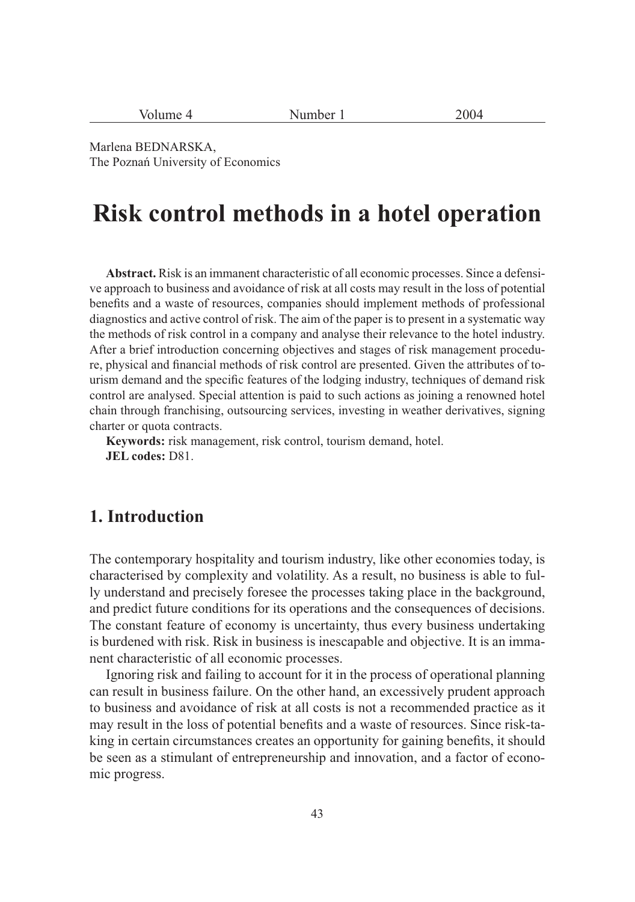Marlena BEDNARSKA,
The Poznań University of Economics

# Risk control methods in a hotel operation

**Abstract.** Risk is an immanent characteristic of all economic processes. Since a defensive approach to business and avoidance of risk at all costs may result in the loss of potential benefits and a waste of resources, companies should implement methods of professional diagnostics and active control of risk. The aim of the paper is to present in a systematic way the methods of risk control in a company and analyse their relevance to the hotel industry. After a brief introduction concerning objectives and stages of risk management procedure, physical and financial methods of risk control are presented. Given the attributes of tourism demand and the specific features of the lodging industry, techniques of demand risk control are analysed. Special attention is paid to such actions as joining a renowned hotel chain through franchising, outsourcing services, investing in weather derivatives, signing charter or quota contracts.

**Keywords:** risk management, risk control, tourism demand, hotel.

**JEL codes:** D81.

## 1. Introduction

The contemporary hospitality and tourism industry, like other economies today, is characterised by complexity and volatility. As a result, no business is able to fully understand and precisely foresee the processes taking place in the background, and predict future conditions for its operations and the consequences of decisions. The constant feature of economy is uncertainty, thus every business undertaking is burdened with risk. Risk in business is inescapable and objective. It is an immanent characteristic of all economic processes.

Ignoring risk and failing to account for it in the process of operational planning can result in business failure. On the other hand, an excessively prudent approach to business and avoidance of risk at all costs is not a recommended practice as it may result in the loss of potential benefits and a waste of resources. Since risk-taking in certain circumstances creates an opportunity for gaining benefits, it should be seen as a stimulant of entrepreneurship and innovation, and a factor of economic progress.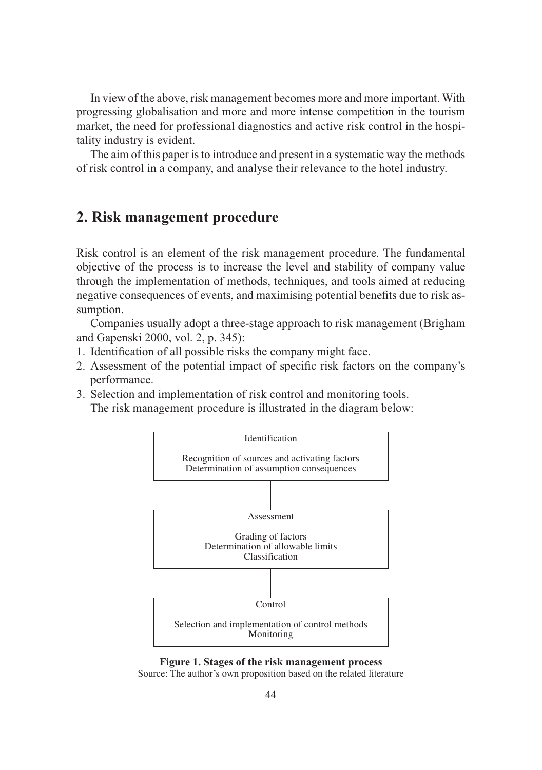In view of the above, risk management becomes more and more important. With progressing globalisation and more and more intense competition in the tourism market, the need for professional diagnostics and active risk control in the hospitality industry is evident.

The aim of this paper is to introduce and present in a systematic way the methods of risk control in a company, and analyse their relevance to the hotel industry.

## 2. Risk management procedure

Risk control is an element of the risk management procedure. The fundamental objective of the process is to increase the level and stability of company value through the implementation of methods, techniques, and tools aimed at reducing negative consequences of events, and maximising potential benefits due to risk assumption.

Companies usually adopt a three-stage approach to risk management (Brigham and Gapenski 2000, vol. 2, p. 345):

1. Identification of all possible risks the company might face.
2. Assessment of the potential impact of specific risk factors on the company's performance.
3. Selection and implementation of risk control and monitoring tools.

The risk management procedure is illustrated in the diagram below:

| Identification |
| --- |
| Recognition of sources and activating factors<br>Determination of assumption consequences |

| Assessment |
| --- |
| Grading of factors<br>Determination of allowable limits<br>Classification |

| Control |
| --- |
| Selection and implementation of control methods<br>Monitoring |

**Figure 1. Stages of the risk management process**
Source: The author's own proposition based on the related literature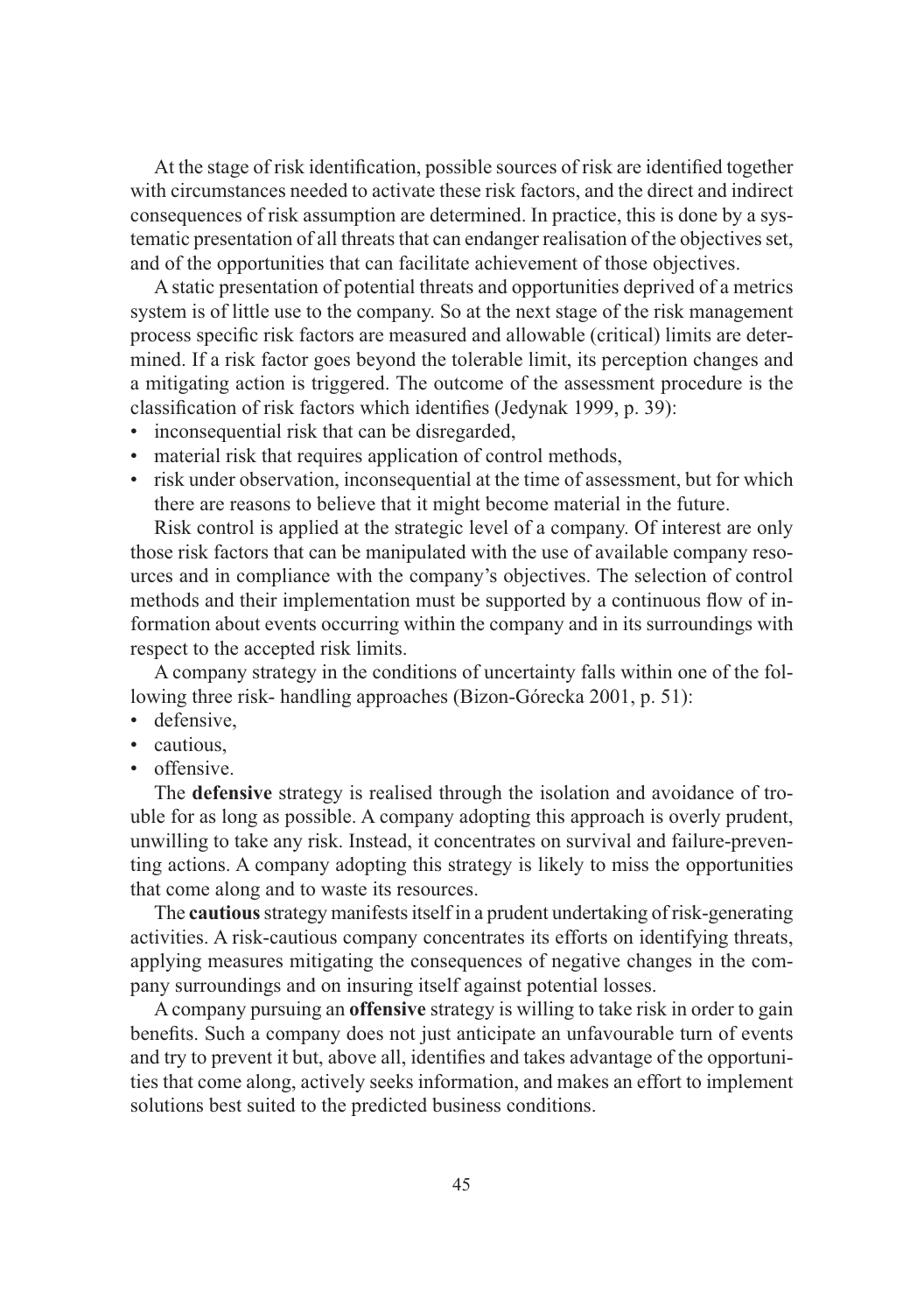At the stage of risk identification, possible sources of risk are identified together with circumstances needed to activate these risk factors, and the direct and indirect consequences of risk assumption are determined. In practice, this is done by a systematic presentation of all threats that can endanger realisation of the objectives set, and of the opportunities that can facilitate achievement of those objectives.

A static presentation of potential threats and opportunities deprived of a metrics system is of little use to the company. So at the next stage of the risk management process specific risk factors are measured and allowable (critical) limits are determined. If a risk factor goes beyond the tolerable limit, its perception changes and a mitigating action is triggered. The outcome of the assessment procedure is the classification of risk factors which identifies (Jedynak 1999, p. 39):

- inconsequential risk that can be disregarded,
- material risk that requires application of control methods,
- risk under observation, inconsequential at the time of assessment, but for which there are reasons to believe that it might become material in the future.

Risk control is applied at the strategic level of a company. Of interest are only those risk factors that can be manipulated with the use of available company resources and in compliance with the company's objectives. The selection of control methods and their implementation must be supported by a continuous flow of information about events occurring within the company and in its surroundings with respect to the accepted risk limits.

A company strategy in the conditions of uncertainty falls within one of the following three risk- handling approaches (Bizon-Górecka 2001, p. 51):

- defensive,
- cautious,
- offensive.

The **defensive** strategy is realised through the isolation and avoidance of trouble for as long as possible. A company adopting this approach is overly prudent, unwilling to take any risk. Instead, it concentrates on survival and failure-preventing actions. A company adopting this strategy is likely to miss the opportunities that come along and to waste its resources.

The **cautious** strategy manifests itself in a prudent undertaking of risk-generating activities. A risk-cautious company concentrates its efforts on identifying threats, applying measures mitigating the consequences of negative changes in the company surroundings and on insuring itself against potential losses.

A company pursuing an **offensive** strategy is willing to take risk in order to gain benefits. Such a company does not just anticipate an unfavourable turn of events and try to prevent it but, above all, identifies and takes advantage of the opportunities that come along, actively seeks information, and makes an effort to implement solutions best suited to the predicted business conditions.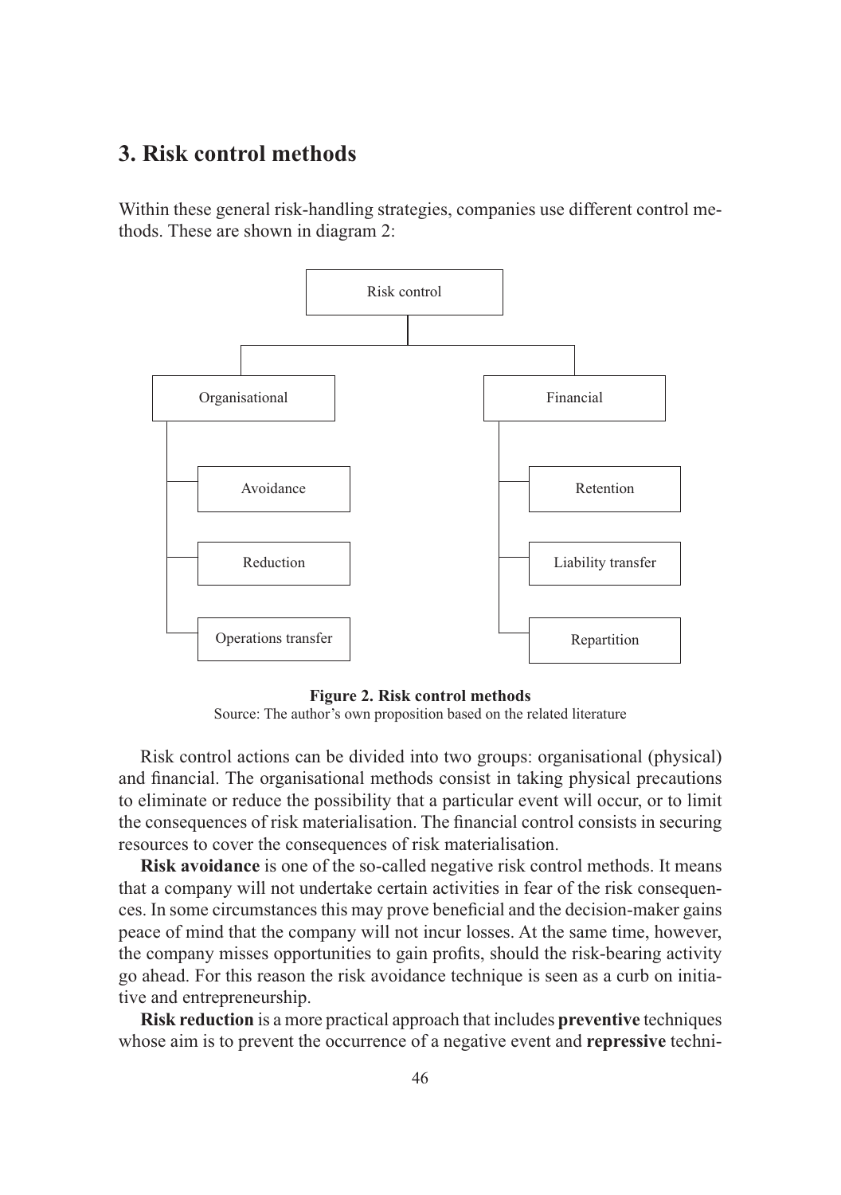## 3. Risk control methods

Within these general risk-handling strategies, companies use different control methods. These are shown in diagram 2:

- Risk control
  - Organisational
    - Avoidance
    - Reduction
    - Operations transfer
  - Financial
    - Retention
    - Liability transfer
    - Repartition

**Figure 2. Risk control methods**

Source: The author's own proposition based on the related literature

Risk control actions can be divided into two groups: organisational (physical) and financial. The organisational methods consist in taking physical precautions to eliminate or reduce the possibility that a particular event will occur, or to limit the consequences of risk materialisation. The financial control consists in securing resources to cover the consequences of risk materialisation.

**Risk avoidance** is one of the so-called negative risk control methods. It means that a company will not undertake certain activities in fear of the risk consequences. In some circumstances this may prove beneficial and the decision-maker gains peace of mind that the company will not incur losses. At the same time, however, the company misses opportunities to gain profits, should the risk-bearing activity go ahead. For this reason the risk avoidance technique is seen as a curb on initiative and entrepreneurship.

**Risk reduction** is a more practical approach that includes **preventive** techniques whose aim is to prevent the occurrence of a negative event and **repressive** techni-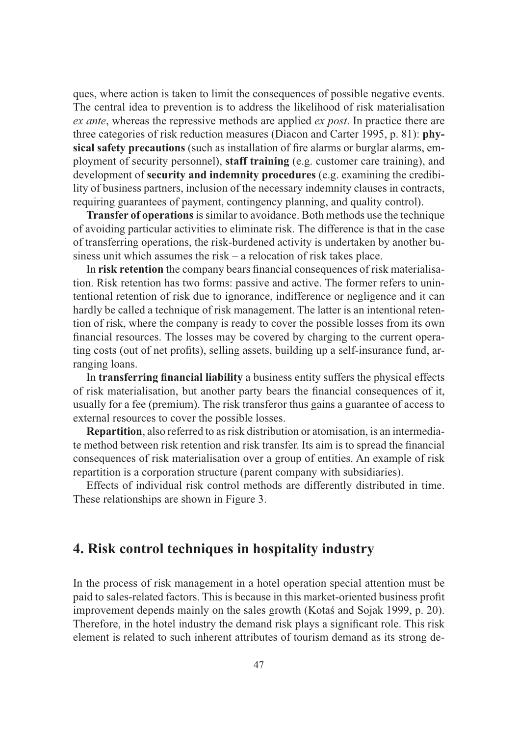ques, where action is taken to limit the consequences of possible negative events. The central idea to prevention is to address the likelihood of risk materialisation *ex ante*, whereas the repressive methods are applied *ex post*. In practice there are three categories of risk reduction measures (Diacon and Carter 1995, p. 81): **physical safety precautions** (such as installation of fire alarms or burglar alarms, employment of security personnel), **staff training** (e.g. customer care training), and development of **security and indemnity procedures** (e.g. examining the credibility of business partners, inclusion of the necessary indemnity clauses in contracts, requiring guarantees of payment, contingency planning, and quality control).

**Transfer of operations** is similar to avoidance. Both methods use the technique of avoiding particular activities to eliminate risk. The difference is that in the case of transferring operations, the risk-burdened activity is undertaken by another business unit which assumes the risk – a relocation of risk takes place.

In **risk retention** the company bears financial consequences of risk materialisation. Risk retention has two forms: passive and active. The former refers to unintentional retention of risk due to ignorance, indifference or negligence and it can hardly be called a technique of risk management. The latter is an intentional retention of risk, where the company is ready to cover the possible losses from its own financial resources. The losses may be covered by charging to the current operating costs (out of net profits), selling assets, building up a self-insurance fund, arranging loans.

In **transferring financial liability** a business entity suffers the physical effects of risk materialisation, but another party bears the financial consequences of it, usually for a fee (premium). The risk transferor thus gains a guarantee of access to external resources to cover the possible losses.

**Repartition**, also referred to as risk distribution or atomisation, is an intermediate method between risk retention and risk transfer. Its aim is to spread the financial consequences of risk materialisation over a group of entities. An example of risk repartition is a corporation structure (parent company with subsidiaries).

Effects of individual risk control methods are differently distributed in time. These relationships are shown in Figure 3.

## 4. Risk control techniques in hospitality industry

In the process of risk management in a hotel operation special attention must be paid to sales-related factors. This is because in this market-oriented business profit improvement depends mainly on the sales growth (Kotaś and Sojak 1999, p. 20). Therefore, in the hotel industry the demand risk plays a significant role. This risk element is related to such inherent attributes of tourism demand as its strong de-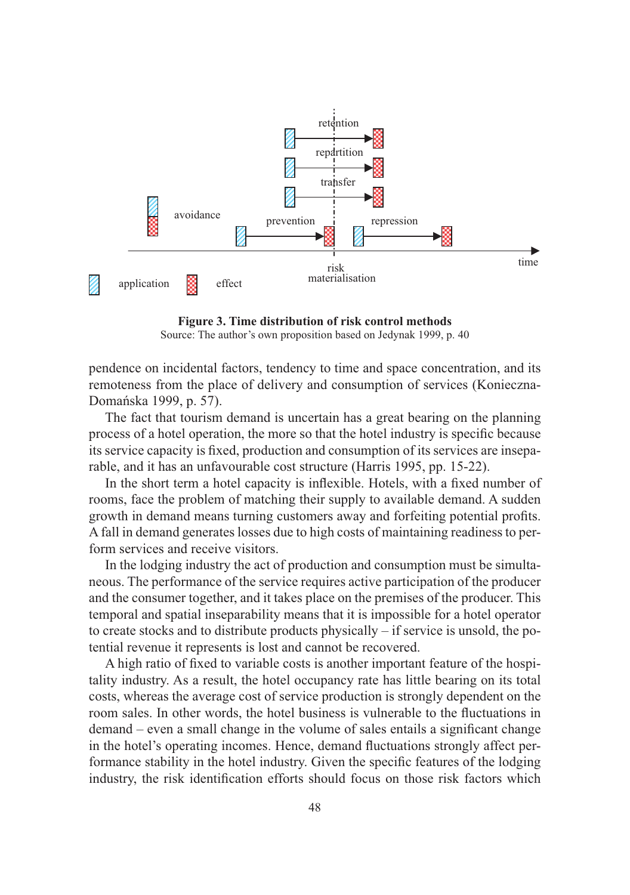**Figure 3. Time distribution of risk control methods**
Source: The author's own proposition based on Jedynak 1999, p. 40

pendence on incidental factors, tendency to time and space concentration, and its remoteness from the place of delivery and consumption of services (Konieczna-Domańska 1999, p. 57).

The fact that tourism demand is uncertain has a great bearing on the planning process of a hotel operation, the more so that the hotel industry is specific because its service capacity is fixed, production and consumption of its services are inseparable, and it has an unfavourable cost structure (Harris 1995, pp. 15-22).

In the short term a hotel capacity is inflexible. Hotels, with a fixed number of rooms, face the problem of matching their supply to available demand. A sudden growth in demand means turning customers away and forfeiting potential profits. A fall in demand generates losses due to high costs of maintaining readiness to perform services and receive visitors.

In the lodging industry the act of production and consumption must be simultaneous. The performance of the service requires active participation of the producer and the consumer together, and it takes place on the premises of the producer. This temporal and spatial inseparability means that it is impossible for a hotel operator to create stocks and to distribute products physically – if service is unsold, the potential revenue it represents is lost and cannot be recovered.

A high ratio of fixed to variable costs is another important feature of the hospitality industry. As a result, the hotel occupancy rate has little bearing on its total costs, whereas the average cost of service production is strongly dependent on the room sales. In other words, the hotel business is vulnerable to the fluctuations in demand – even a small change in the volume of sales entails a significant change in the hotel's operating incomes. Hence, demand fluctuations strongly affect performance stability in the hotel industry. Given the specific features of the lodging industry, the risk identification efforts should focus on those risk factors which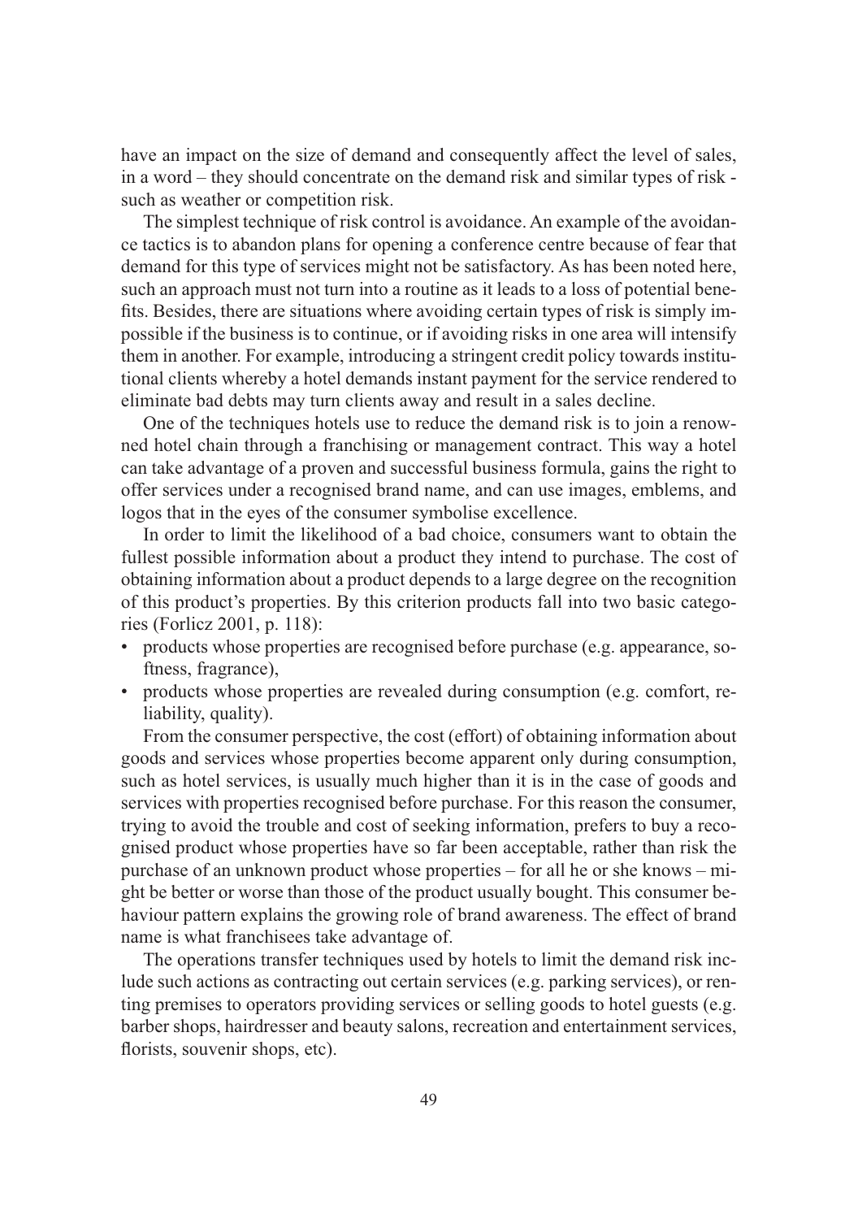have an impact on the size of demand and consequently affect the level of sales, in a word – they should concentrate on the demand risk and similar types of risk - such as weather or competition risk.

The simplest technique of risk control is avoidance. An example of the avoidance tactics is to abandon plans for opening a conference centre because of fear that demand for this type of services might not be satisfactory. As has been noted here, such an approach must not turn into a routine as it leads to a loss of potential benefits. Besides, there are situations where avoiding certain types of risk is simply impossible if the business is to continue, or if avoiding risks in one area will intensify them in another. For example, introducing a stringent credit policy towards institutional clients whereby a hotel demands instant payment for the service rendered to eliminate bad debts may turn clients away and result in a sales decline.

One of the techniques hotels use to reduce the demand risk is to join a renowned hotel chain through a franchising or management contract. This way a hotel can take advantage of a proven and successful business formula, gains the right to offer services under a recognised brand name, and can use images, emblems, and logos that in the eyes of the consumer symbolise excellence.

In order to limit the likelihood of a bad choice, consumers want to obtain the fullest possible information about a product they intend to purchase. The cost of obtaining information about a product depends to a large degree on the recognition of this product's properties. By this criterion products fall into two basic categories (Forlicz 2001, p. 118):

- products whose properties are recognised before purchase (e.g. appearance, softness, fragrance),
- products whose properties are revealed during consumption (e.g. comfort, reliability, quality).

From the consumer perspective, the cost (effort) of obtaining information about goods and services whose properties become apparent only during consumption, such as hotel services, is usually much higher than it is in the case of goods and services with properties recognised before purchase. For this reason the consumer, trying to avoid the trouble and cost of seeking information, prefers to buy a recognised product whose properties have so far been acceptable, rather than risk the purchase of an unknown product whose properties – for all he or she knows – might be better or worse than those of the product usually bought. This consumer behaviour pattern explains the growing role of brand awareness. The effect of brand name is what franchisees take advantage of.

The operations transfer techniques used by hotels to limit the demand risk include such actions as contracting out certain services (e.g. parking services), or renting premises to operators providing services or selling goods to hotel guests (e.g. barber shops, hairdresser and beauty salons, recreation and entertainment services, florists, souvenir shops, etc).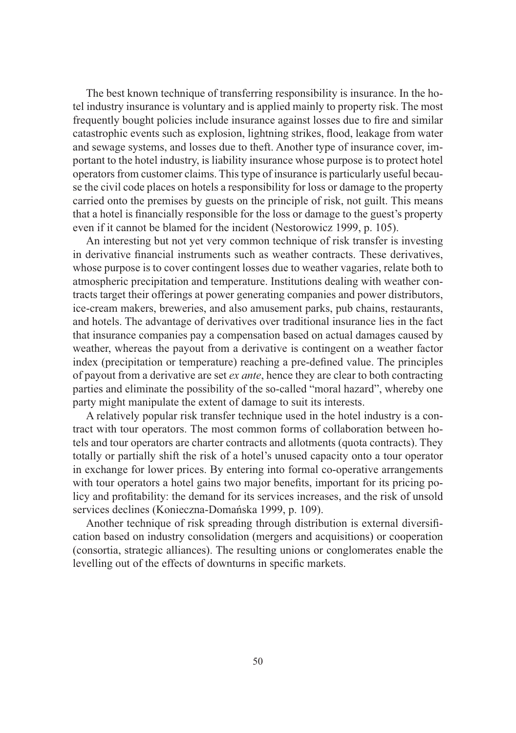The best known technique of transferring responsibility is insurance. In the hotel industry insurance is voluntary and is applied mainly to property risk. The most frequently bought policies include insurance against losses due to fire and similar catastrophic events such as explosion, lightning strikes, flood, leakage from water and sewage systems, and losses due to theft. Another type of insurance cover, important to the hotel industry, is liability insurance whose purpose is to protect hotel operators from customer claims. This type of insurance is particularly useful because the civil code places on hotels a responsibility for loss or damage to the property carried onto the premises by guests on the principle of risk, not guilt. This means that a hotel is financially responsible for the loss or damage to the guest's property even if it cannot be blamed for the incident (Nestorowicz 1999, p. 105).

An interesting but not yet very common technique of risk transfer is investing in derivative financial instruments such as weather contracts. These derivatives, whose purpose is to cover contingent losses due to weather vagaries, relate both to atmospheric precipitation and temperature. Institutions dealing with weather contracts target their offerings at power generating companies and power distributors, ice-cream makers, breweries, and also amusement parks, pub chains, restaurants, and hotels. The advantage of derivatives over traditional insurance lies in the fact that insurance companies pay a compensation based on actual damages caused by weather, whereas the payout from a derivative is contingent on a weather factor index (precipitation or temperature) reaching a pre-defined value. The principles of payout from a derivative are set *ex ante*, hence they are clear to both contracting parties and eliminate the possibility of the so-called "moral hazard", whereby one party might manipulate the extent of damage to suit its interests.

A relatively popular risk transfer technique used in the hotel industry is a contract with tour operators. The most common forms of collaboration between hotels and tour operators are charter contracts and allotments (quota contracts). They totally or partially shift the risk of a hotel's unused capacity onto a tour operator in exchange for lower prices. By entering into formal co-operative arrangements with tour operators a hotel gains two major benefits, important for its pricing policy and profitability: the demand for its services increases, and the risk of unsold services declines (Konieczna-Domańska 1999, p. 109).

Another technique of risk spreading through distribution is external diversification based on industry consolidation (mergers and acquisitions) or cooperation (consortia, strategic alliances). The resulting unions or conglomerates enable the levelling out of the effects of downturns in specific markets.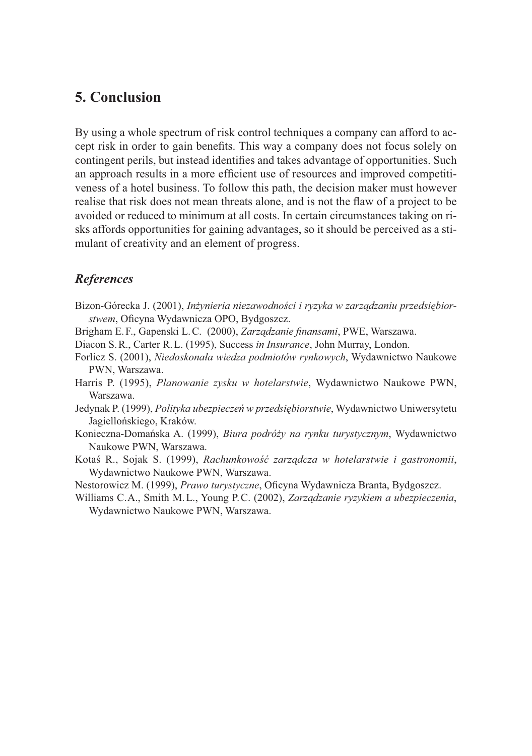## 5. Conclusion

By using a whole spectrum of risk control techniques a company can afford to accept risk in order to gain benefits. This way a company does not focus solely on contingent perils, but instead identifies and takes advantage of opportunities. Such an approach results in a more efficient use of resources and improved competitiveness of a hotel business. To follow this path, the decision maker must however realise that risk does not mean threats alone, and is not the flaw of a project to be avoided or reduced to minimum at all costs. In certain circumstances taking on risks affords opportunities for gaining advantages, so it should be perceived as a stimulant of creativity and an element of progress.

### *References*

Bizon-Górecka J. (2001), *Inżynieria niezawodności i ryzyka w zarządzaniu przedsiębiorstwem*, Oficyna Wydawnicza OPO, Bydgoszcz.

Brigham E. F., Gapenski L. C. (2000), *Zarządzanie finansami*, PWE, Warszawa.

Diacon S. R., Carter R. L. (1995), Success *in Insurance*, John Murray, London.

Forlicz S. (2001), *Niedoskonała wiedza podmiotów rynkowych*, Wydawnictwo Naukowe PWN, Warszawa.

Harris P. (1995), *Planowanie zysku w hotelarstwie*, Wydawnictwo Naukowe PWN, Warszawa.

Jedynak P. (1999), *Polityka ubezpieczeń w przedsiębiorstwie*, Wydawnictwo Uniwersytetu Jagiellońskiego, Kraków.

Konieczna-Domańska A. (1999), *Biura podróży na rynku turystycznym*, Wydawnictwo Naukowe PWN, Warszawa.

Kotaś R., Sojak S. (1999), *Rachunkowość zarządcza w hotelarstwie i gastronomii*, Wydawnictwo Naukowe PWN, Warszawa.

Nestorowicz M. (1999), *Prawo turystyczne*, Oficyna Wydawnicza Branta, Bydgoszcz.

Williams C. A., Smith M. L., Young P. C. (2002), *Zarządzanie ryzykiem a ubezpieczenia*, Wydawnictwo Naukowe PWN, Warszawa.